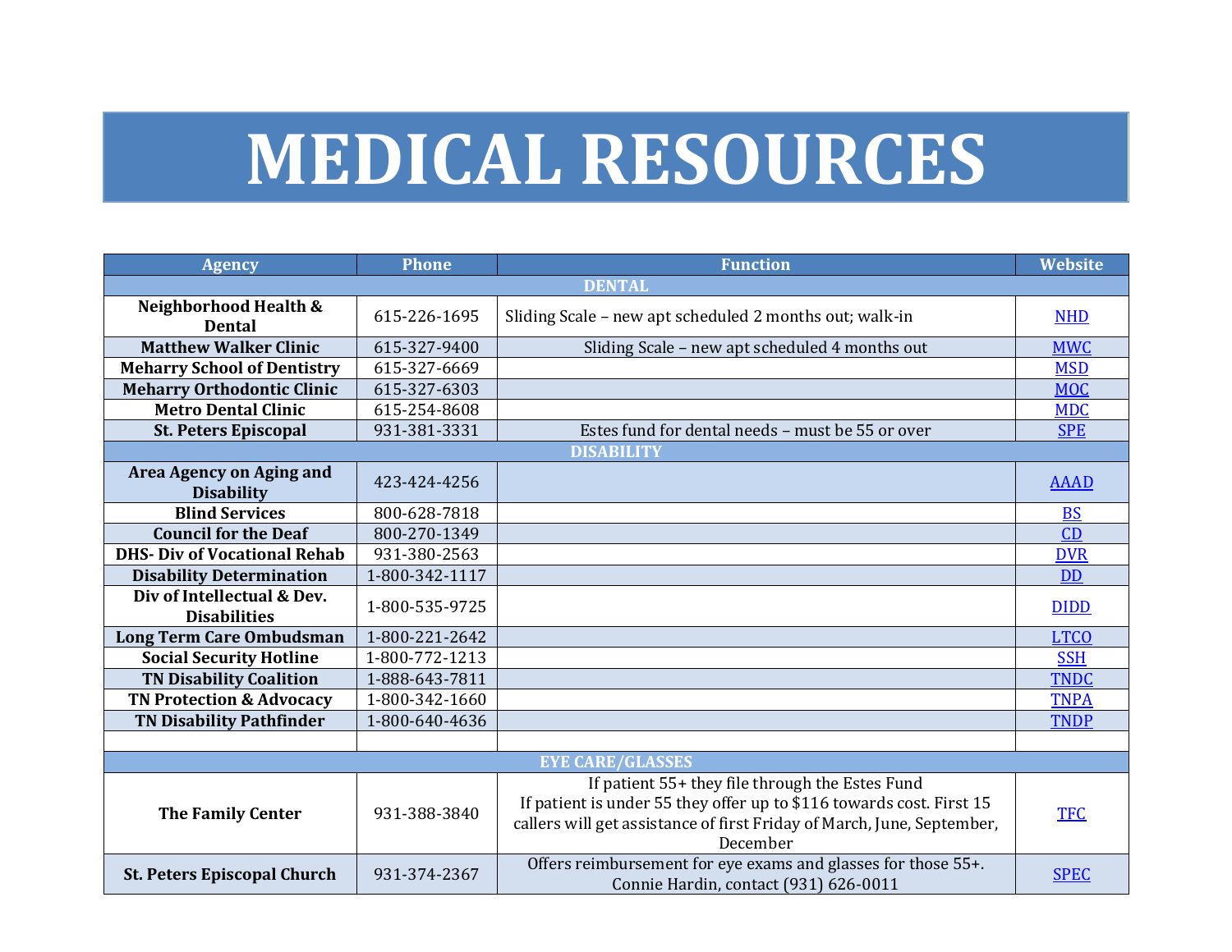# MEDICAL RESOURCES

| Agency | Phone | Function | Website |
|---|---|---|---|
| **DENTAL** | | | |
| **Neighborhood Health & Dental** | 615-226-1695 | Sliding Scale – new apt scheduled 2 months out; walk-in | NHD |
| **Matthew Walker Clinic** | 615-327-9400 | Sliding Scale – new apt scheduled 4 months out | MWC |
| **Meharry School of Dentistry** | 615-327-6669 | | MSD |
| **Meharry Orthodontic Clinic** | 615-327-6303 | | MOC |
| **Metro Dental Clinic** | 615-254-8608 | | MDC |
| **St. Peters Episcopal** | 931-381-3331 | Estes fund for dental needs – must be 55 or over | SPE |
| **DISABILITY** | | | |
| **Area Agency on Aging and Disability** | 423-424-4256 | | AAAD |
| **Blind Services** | 800-628-7818 | | BS |
| **Council for the Deaf** | 800-270-1349 | | CD |
| **DHS- Div of Vocational Rehab** | 931-380-2563 | | DVR |
| **Disability Determination** | 1-800-342-1117 | | DD |
| **Div of Intellectual & Dev. Disabilities** | 1-800-535-9725 | | DIDD |
| **Long Term Care Ombudsman** | 1-800-221-2642 | | LTCO |
| **Social Security Hotline** | 1-800-772-1213 | | SSH |
| **TN Disability Coalition** | 1-888-643-7811 | | TNDC |
| **TN Protection & Advocacy** | 1-800-342-1660 | | TNPA |
| **TN Disability Pathfinder** | 1-800-640-4636 | | TNDP |
| | | | |
| **EYE CARE/GLASSES** | | | |
| **The Family Center** | 931-388-3840 | If patient 55+ they file through the Estes Fund<br>If patient is under 55 they offer up to $116 towards cost. First 15 callers will get assistance of first Friday of March, June, September, December | TFC |
| **St. Peters Episcopal Church** | 931-374-2367 | Offers reimbursement for eye exams and glasses for those 55+.<br>Connie Hardin, contact (931) 626-0011 | SPEC |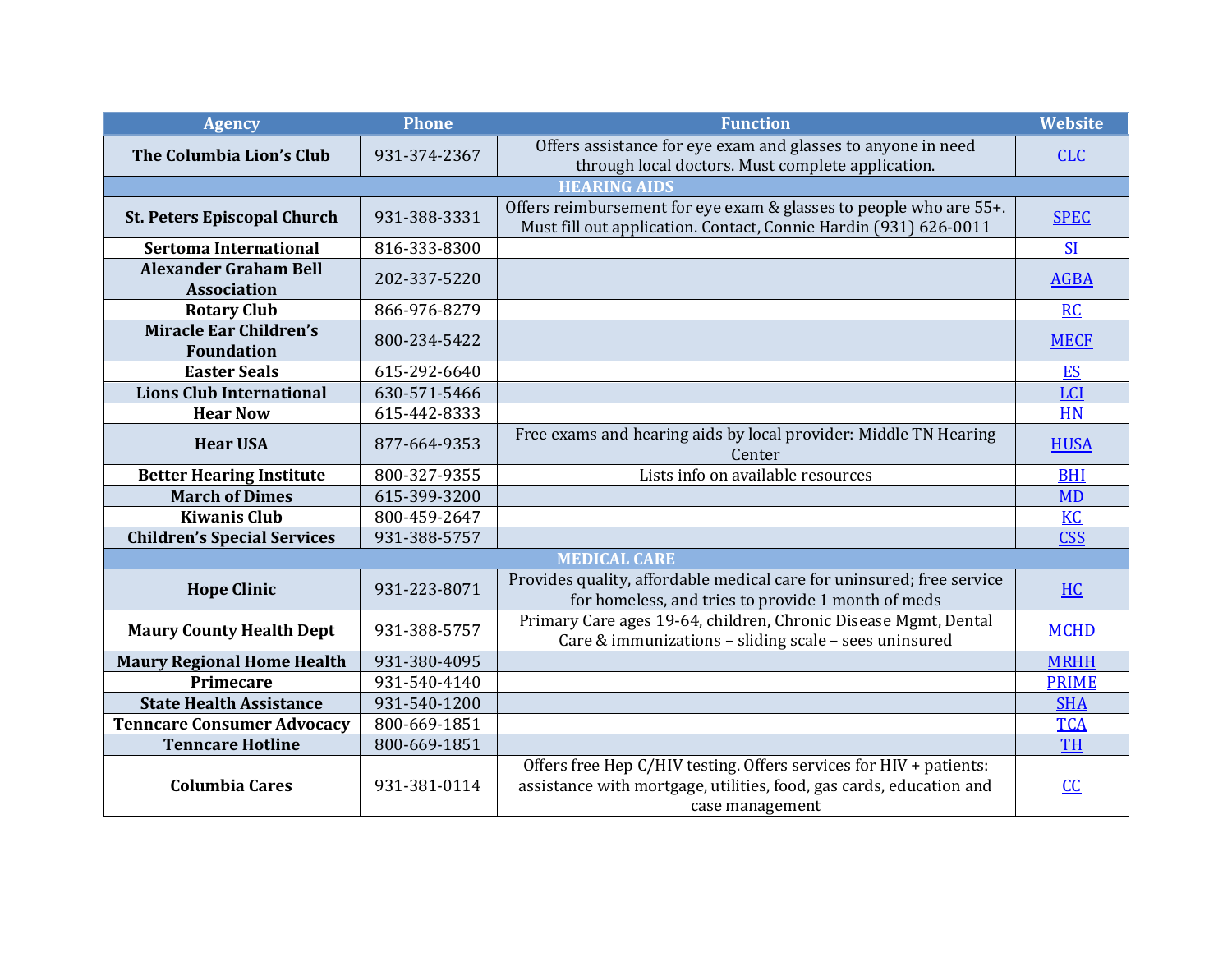| Agency | Phone | Function | Website |
|---|---|---|---|
| **The Columbia Lion's Club** | 931-374-2367 | Offers assistance for eye exam and glasses to anyone in need through local doctors. Must complete application. | CLC |
| **HEARING AIDS** | | | |
| **St. Peters Episcopal Church** | 931-388-3331 | Offers reimbursement for eye exam & glasses to people who are 55+. Must fill out application. Contact, Connie Hardin (931) 626-0011 | SPEC |
| **Sertoma International** | 816-333-8300 | | SI |
| **Alexander Graham Bell Association** | 202-337-5220 | | AGBA |
| **Rotary Club** | 866-976-8279 | | RC |
| **Miracle Ear Children's Foundation** | 800-234-5422 | | MECF |
| **Easter Seals** | 615-292-6640 | | ES |
| **Lions Club International** | 630-571-5466 | | LCI |
| **Hear Now** | 615-442-8333 | | HN |
| **Hear USA** | 877-664-9353 | Free exams and hearing aids by local provider: Middle TN Hearing Center | HUSA |
| **Better Hearing Institute** | 800-327-9355 | Lists info on available resources | BHI |
| **March of Dimes** | 615-399-3200 | | MD |
| **Kiwanis Club** | 800-459-2647 | | KC |
| **Children's Special Services** | 931-388-5757 | | CSS |
| **MEDICAL CARE** | | | |
| **Hope Clinic** | 931-223-8071 | Provides quality, affordable medical care for uninsured; free service for homeless, and tries to provide 1 month of meds | HC |
| **Maury County Health Dept** | 931-388-5757 | Primary Care ages 19-64, children, Chronic Disease Mgmt, Dental Care & immunizations – sliding scale – sees uninsured | MCHD |
| **Maury Regional Home Health** | 931-380-4095 | | MRHH |
| **Primecare** | 931-540-4140 | | PRIME |
| **State Health Assistance** | 931-540-1200 | | SHA |
| **Tenncare Consumer Advocacy** | 800-669-1851 | | TCA |
| **Tenncare Hotline** | 800-669-1851 | | TH |
| **Columbia Cares** | 931-381-0114 | Offers free Hep C/HIV testing. Offers services for HIV + patients: assistance with mortgage, utilities, food, gas cards, education and case management | CC |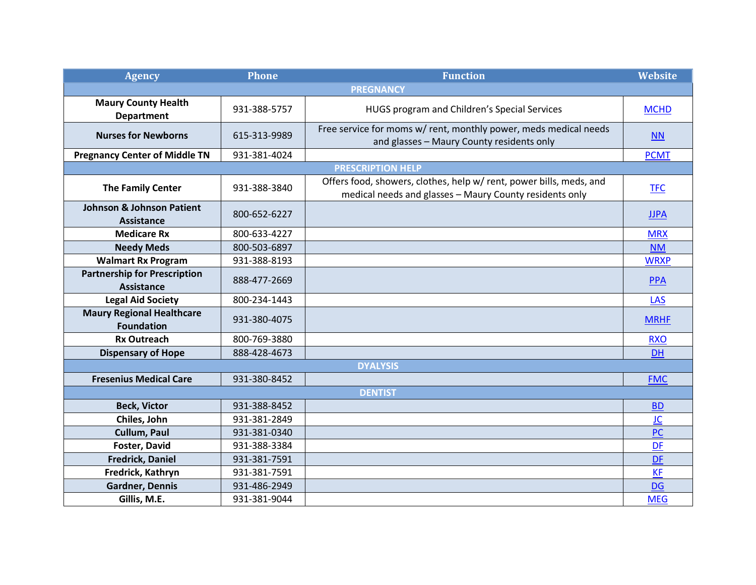| Agency | Phone | Function | Website |
|---|---|---|---|
| **PREGNANCY** | | | |
| **Maury County Health Department** | 931-388-5757 | HUGS program and Children's Special Services | MCHD |
| **Nurses for Newborns** | 615-313-9989 | Free service for moms w/ rent, monthly power, meds medical needs and glasses – Maury County residents only | NN |
| **Pregnancy Center of Middle TN** | 931-381-4024 | | PCMT |
| **PRESCRIPTION HELP** | | | |
| **The Family Center** | 931-388-3840 | Offers food, showers, clothes, help w/ rent, power bills, meds, and medical needs and glasses – Maury County residents only | TFC |
| **Johnson & Johnson Patient Assistance** | 800-652-6227 | | JJPA |
| **Medicare Rx** | 800-633-4227 | | MRX |
| **Needy Meds** | 800-503-6897 | | NM |
| **Walmart Rx Program** | 931-388-8193 | | WRXP |
| **Partnership for Prescription Assistance** | 888-477-2669 | | PPA |
| **Legal Aid Society** | 800-234-1443 | | LAS |
| **Maury Regional Healthcare Foundation** | 931-380-4075 | | MRHF |
| **Rx Outreach** | 800-769-3880 | | RXO |
| **Dispensary of Hope** | 888-428-4673 | | DH |
| **DYALYSIS** | | | |
| **Fresenius Medical Care** | 931-380-8452 | | FMC |
| **DENTIST** | | | |
| **Beck, Victor** | 931-388-8452 | | BD |
| **Chiles, John** | 931-381-2849 | | JC |
| **Cullum, Paul** | 931-381-0340 | | PC |
| **Foster, David** | 931-388-3384 | | DF |
| **Fredrick, Daniel** | 931-381-7591 | | DF |
| **Fredrick, Kathryn** | 931-381-7591 | | KF |
| **Gardner, Dennis** | 931-486-2949 | | DG |
| **Gillis, M.E.** | 931-381-9044 | | MEG |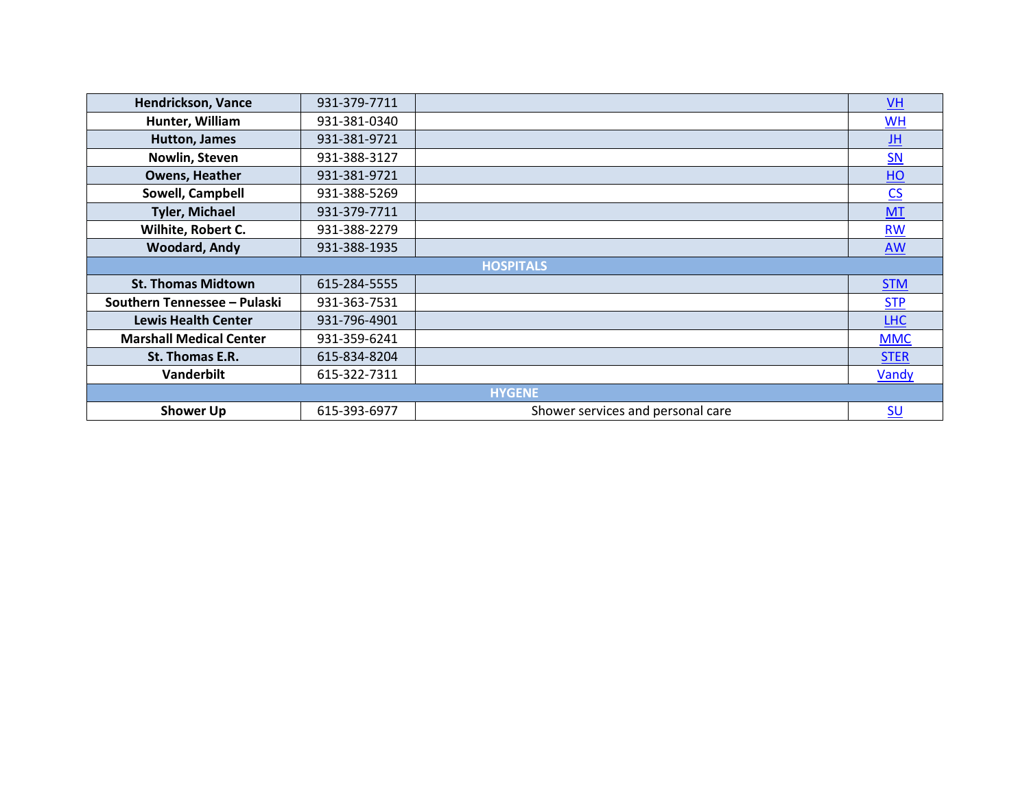| | | | |
|---|---|---|---|
| **Hendrickson, Vance** | 931-379-7711 | | VH |
| **Hunter, William** | 931-381-0340 | | WH |
| **Hutton, James** | 931-381-9721 | | JH |
| **Nowlin, Steven** | 931-388-3127 | | SN |
| **Owens, Heather** | 931-381-9721 | | HO |
| **Sowell, Campbell** | 931-388-5269 | | CS |
| **Tyler, Michael** | 931-379-7711 | | MT |
| **Wilhite, Robert C.** | 931-388-2279 | | RW |
| **Woodard, Andy** | 931-388-1935 | | AW |
| **HOSPITALS** | | | |
| **St. Thomas Midtown** | 615-284-5555 | | STM |
| **Southern Tennessee – Pulaski** | 931-363-7531 | | STP |
| **Lewis Health Center** | 931-796-4901 | | LHC |
| **Marshall Medical Center** | 931-359-6241 | | MMC |
| **St. Thomas E.R.** | 615-834-8204 | | STER |
| **Vanderbilt** | 615-322-7311 | | Vandy |
| **HYGENE** | | | |
| **Shower Up** | 615-393-6977 | Shower services and personal care | SU |